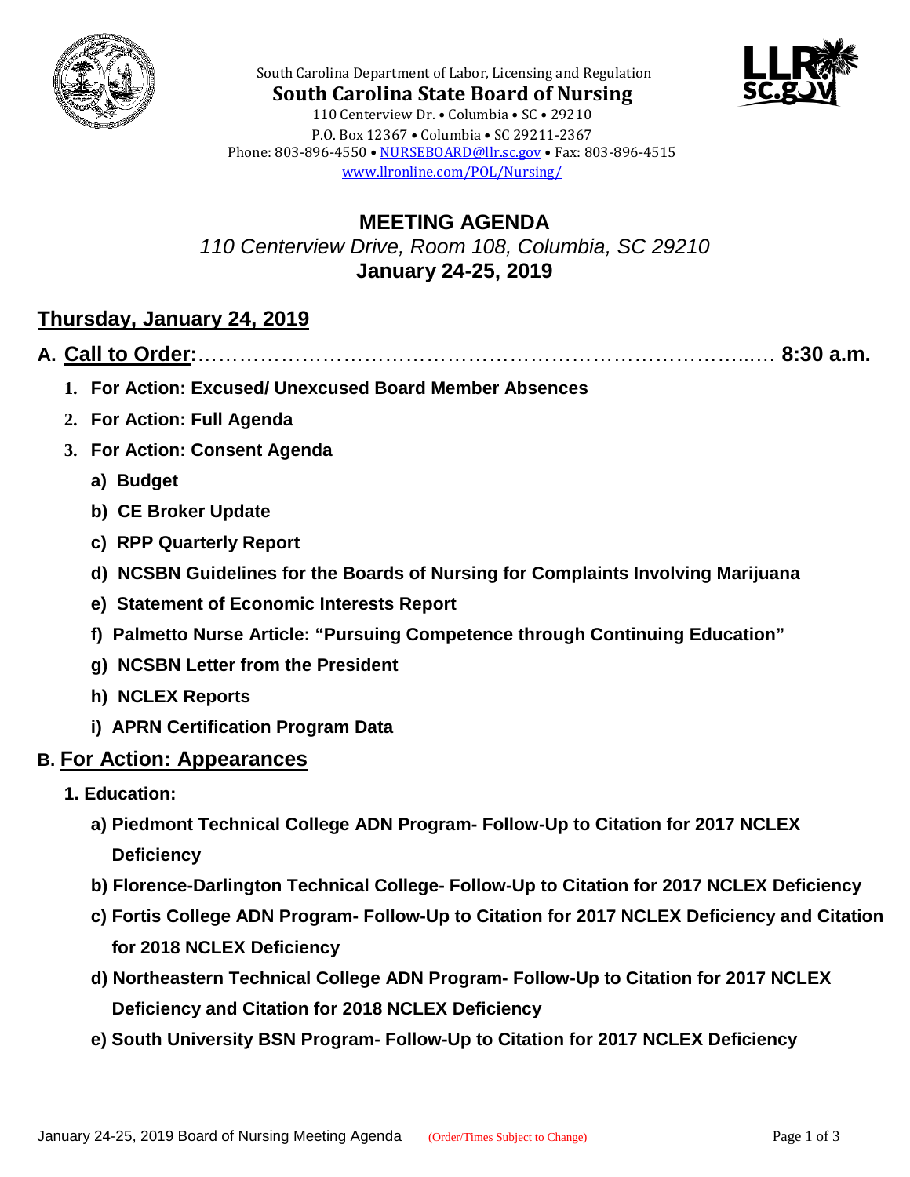South Carolina Department of Labor, Licensing and Regulation

**South Carolina State Board of Nursing**

110 Centerview Dr. • Columbia • SC • 29210
P.O. Box 12367 • Columbia • SC 29211-2367
Phone: 803-896-4550 • NURSEBOARD@llr.sc.gov • Fax: 803-896-4515
www.llronline.com/POL/Nursing/

# MEETING AGENDA

*110 Centerview Drive, Room 108, Columbia, SC 29210*

**January 24-25, 2019**

## Thursday, January 24, 2019

### A. Call to Order:………………………………………………………………………..…. 8:30 a.m.

1. **For Action: Excused/ Unexcused Board Member Absences**
2. **For Action: Full Agenda**
3. **For Action: Consent Agenda**
   - **a) Budget**
   - **b) CE Broker Update**
   - **c) RPP Quarterly Report**
   - **d) NCSBN Guidelines for the Boards of Nursing for Complaints Involving Marijuana**
   - **e) Statement of Economic Interests Report**
   - **f) Palmetto Nurse Article: "Pursuing Competence through Continuing Education"**
   - **g) NCSBN Letter from the President**
   - **h) NCLEX Reports**
   - **i) APRN Certification Program Data**

### B. For Action: Appearances

1. **Education:**
   - **a) Piedmont Technical College ADN Program- Follow-Up to Citation for 2017 NCLEX Deficiency**
   - **b) Florence-Darlington Technical College- Follow-Up to Citation for 2017 NCLEX Deficiency**
   - **c) Fortis College ADN Program- Follow-Up to Citation for 2017 NCLEX Deficiency and Citation for 2018 NCLEX Deficiency**
   - **d) Northeastern Technical College ADN Program- Follow-Up to Citation for 2017 NCLEX Deficiency and Citation for 2018 NCLEX Deficiency**
   - **e) South University BSN Program- Follow-Up to Citation for 2017 NCLEX Deficiency**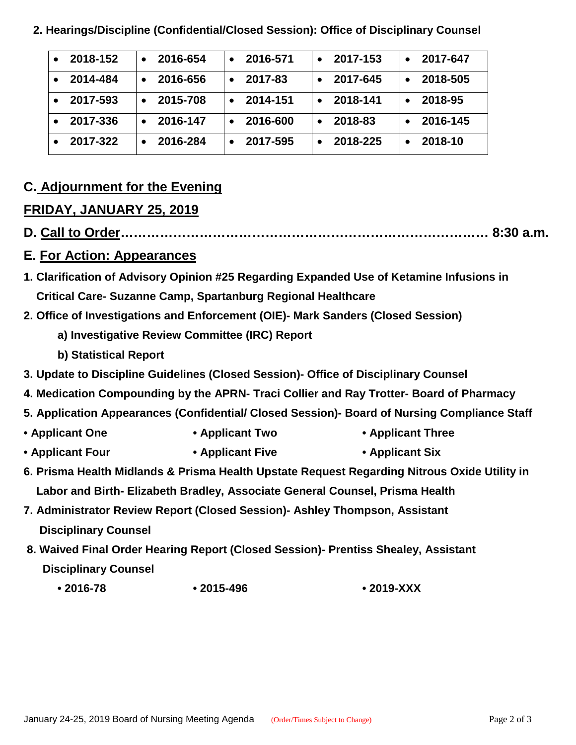**2. Hearings/Discipline (Confidential/Closed Session): Office of Disciplinary Counsel**

| | | | | |
|---|---|---|---|---|
| • 2018-152 | • 2016-654 | • 2016-571 | • 2017-153 | • 2017-647 |
| • 2014-484 | • 2016-656 | • 2017-83 | • 2017-645 | • 2018-505 |
| • 2017-593 | • 2015-708 | • 2014-151 | • 2018-141 | • 2018-95 |
| • 2017-336 | • 2016-147 | • 2016-600 | • 2018-83 | • 2016-145 |
| • 2017-322 | • 2016-284 | • 2017-595 | • 2018-225 | • 2018-10 |

## C. Adjournment for the Evening

## FRIDAY, JANUARY 25, 2019

## D. Call to Order…………………………………………………………………… 8:30 a.m.

## E. For Action: Appearances

**1. Clarification of Advisory Opinion #25 Regarding Expanded Use of Ketamine Infusions in Critical Care- Suzanne Camp, Spartanburg Regional Healthcare**

**2. Office of Investigations and Enforcement (OIE)- Mark Sanders (Closed Session)**

- **a) Investigative Review Committee (IRC) Report**
- **b) Statistical Report**

**3. Update to Discipline Guidelines (Closed Session)- Office of Disciplinary Counsel**

**4. Medication Compounding by the APRN- Traci Collier and Ray Trotter- Board of Pharmacy**

**5. Application Appearances (Confidential/ Closed Session)- Board of Nursing Compliance Staff**

- **Applicant One**
- **Applicant Two**
- **Applicant Three**
- **Applicant Four**
- **Applicant Five**
- **Applicant Six**

**6. Prisma Health Midlands & Prisma Health Upstate Request Regarding Nitrous Oxide Utility in Labor and Birth- Elizabeth Bradley, Associate General Counsel, Prisma Health**

**7. Administrator Review Report (Closed Session)- Ashley Thompson, Assistant Disciplinary Counsel**

**8. Waived Final Order Hearing Report (Closed Session)- Prentiss Shealey, Assistant Disciplinary Counsel**

- **2016-78**
- **2015-496**
- **2019-XXX**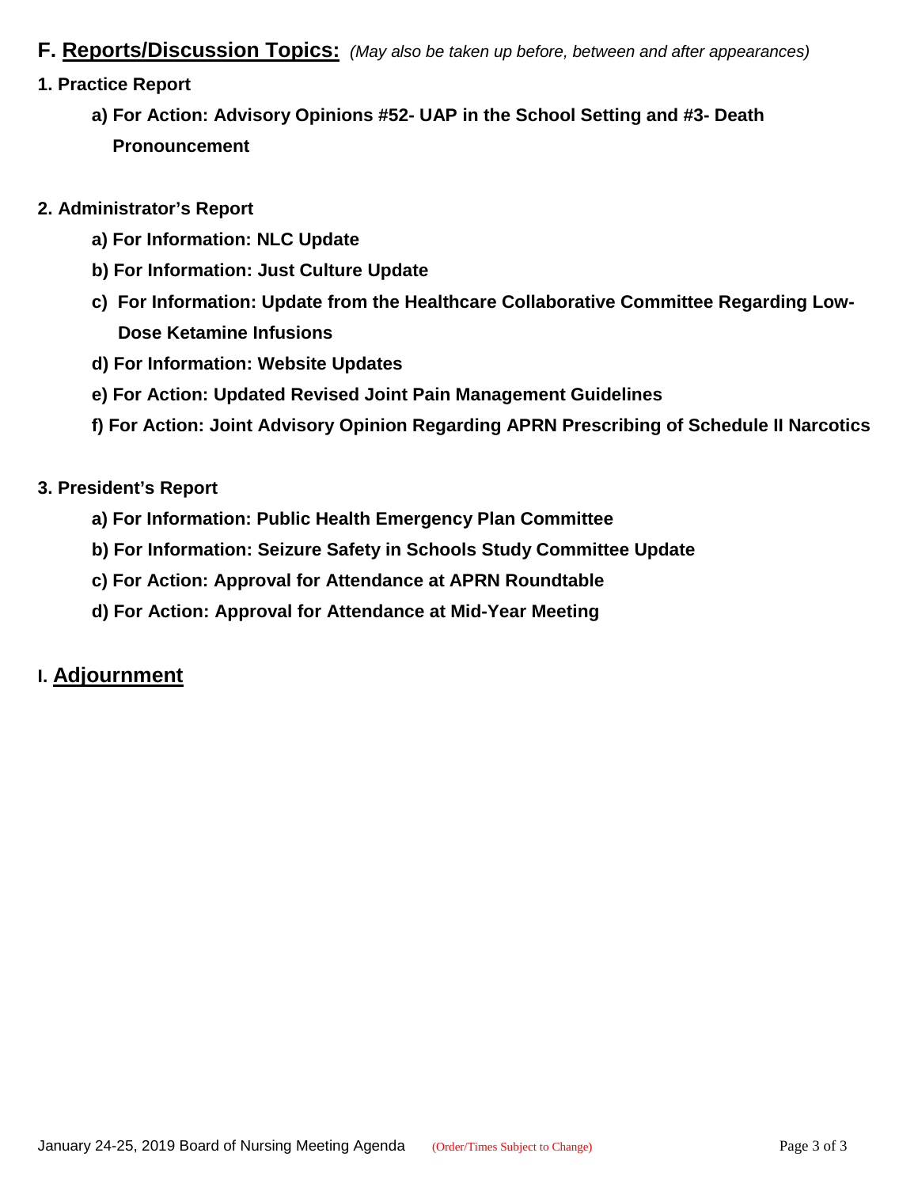## F. Reports/Discussion Topics: *(May also be taken up before, between and after appearances)*

**1. Practice Report**

- **a) For Action: Advisory Opinions #52- UAP in the School Setting and #3- Death Pronouncement**

**2. Administrator's Report**

- **a) For Information: NLC Update**
- **b) For Information: Just Culture Update**
- **c) For Information: Update from the Healthcare Collaborative Committee Regarding Low-Dose Ketamine Infusions**
- **d) For Information: Website Updates**
- **e) For Action: Updated Revised Joint Pain Management Guidelines**
- **f) For Action: Joint Advisory Opinion Regarding APRN Prescribing of Schedule II Narcotics**

**3. President's Report**

- **a) For Information: Public Health Emergency Plan Committee**
- **b) For Information: Seizure Safety in Schools Study Committee Update**
- **c) For Action: Approval for Attendance at APRN Roundtable**
- **d) For Action: Approval for Attendance at Mid-Year Meeting**

## I. Adjournment